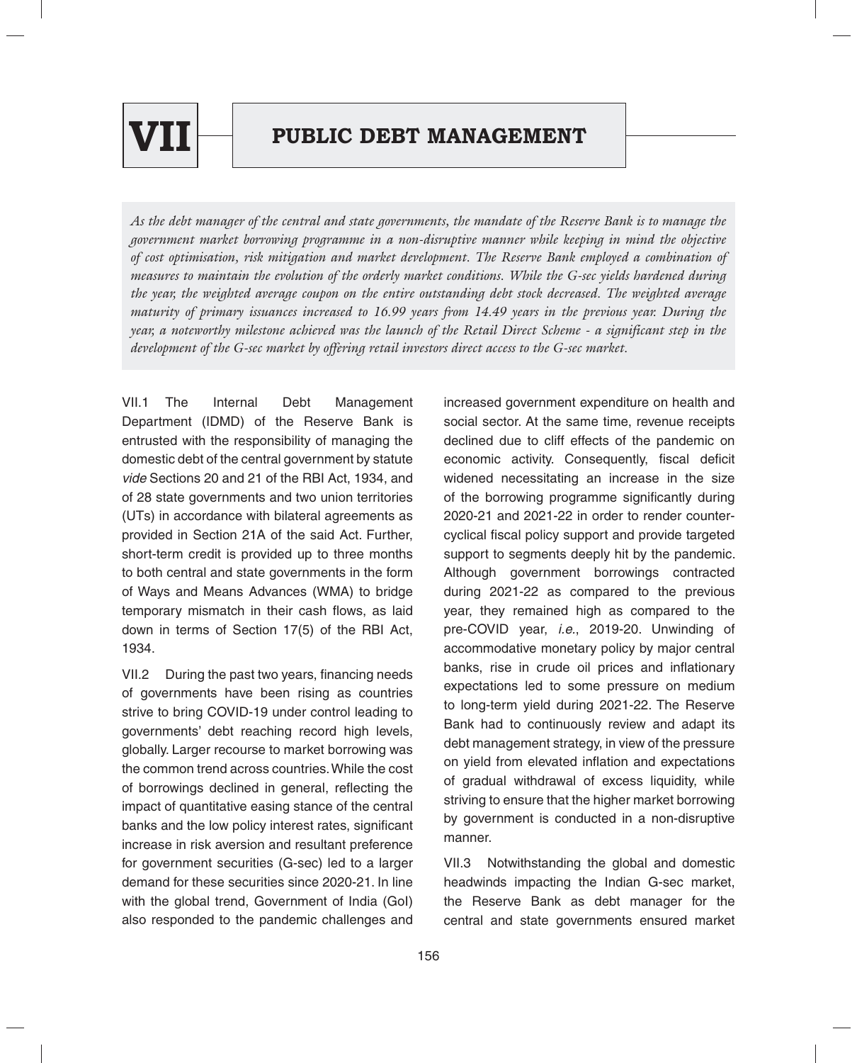# VII PUBLIC DEBT MANAGEMENT

*As the debt manager of the central and state governments, the mandate of the Reserve Bank is to manage the government market borrowing programme in a non-disruptive manner while keeping in mind the objective of cost optimisation, risk mitigation and market development. The Reserve Bank employed a combination of measures to maintain the evolution of the orderly market conditions. While the G-sec yields hardened during the year, the weighted average coupon on the entire outstanding debt stock decreased. The weighted average maturity of primary issuances increased to 16.99 years from 14.49 years in the previous year. During the year, a noteworthy milestone achieved was the launch of the Retail Direct Scheme - a significant step in the development of the G-sec market by offering retail investors direct access to the G-sec market.*

VII.1 The Internal Debt Management Department (IDMD) of the Reserve Bank is entrusted with the responsibility of managing the domestic debt of the central government by statute *vide* Sections 20 and 21 of the RBI Act, 1934, and of 28 state governments and two union territories (UTs) in accordance with bilateral agreements as provided in Section 21A of the said Act. Further, short-term credit is provided up to three months to both central and state governments in the form of Ways and Means Advances (WMA) to bridge temporary mismatch in their cash flows, as laid down in terms of Section 17(5) of the RBI Act, 1934.

VII.2 During the past two years, financing needs of governments have been rising as countries strive to bring COVID-19 under control leading to governments' debt reaching record high levels, globally. Larger recourse to market borrowing was the common trend across countries. While the cost of borrowings declined in general, reflecting the impact of quantitative easing stance of the central banks and the low policy interest rates, significant increase in risk aversion and resultant preference for government securities (G-sec) led to a larger demand for these securities since 2020-21. In line with the global trend, Government of India (GoI) also responded to the pandemic challenges and increased government expenditure on health and social sector. At the same time, revenue receipts declined due to cliff effects of the pandemic on economic activity. Consequently, fiscal deficit widened necessitating an increase in the size of the borrowing programme significantly during 2020-21 and 2021-22 in order to render counter-cyclical fiscal policy support and provide targeted support to segments deeply hit by the pandemic. Although government borrowings contracted during 2021-22 as compared to the previous year, they remained high as compared to the pre-COVID year, *i.e.*, 2019-20. Unwinding of accommodative monetary policy by major central banks, rise in crude oil prices and inflationary expectations led to some pressure on medium to long-term yield during 2021-22. The Reserve Bank had to continuously review and adapt its debt management strategy, in view of the pressure on yield from elevated inflation and expectations of gradual withdrawal of excess liquidity, while striving to ensure that the higher market borrowing by government is conducted in a non-disruptive manner.

VII.3 Notwithstanding the global and domestic headwinds impacting the Indian G-sec market, the Reserve Bank as debt manager for the central and state governments ensured market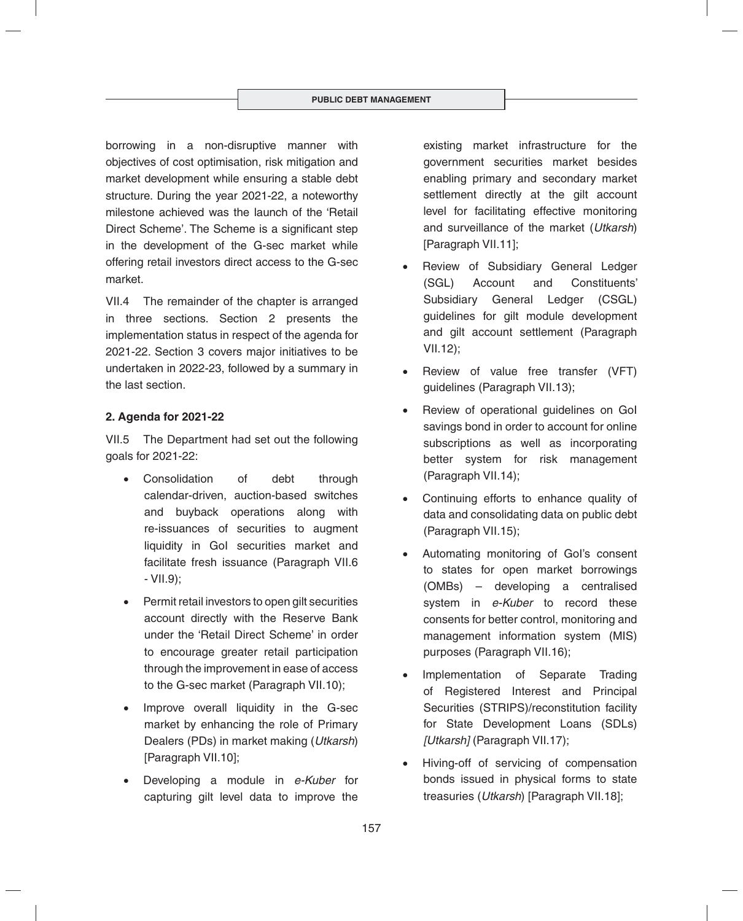borrowing in a non-disruptive manner with objectives of cost optimisation, risk mitigation and market development while ensuring a stable debt structure. During the year 2021-22, a noteworthy milestone achieved was the launch of the 'Retail Direct Scheme'. The Scheme is a significant step in the development of the G-sec market while offering retail investors direct access to the G-sec market.

VII.4 The remainder of the chapter is arranged in three sections. Section 2 presents the implementation status in respect of the agenda for 2021-22. Section 3 covers major initiatives to be undertaken in 2022-23, followed by a summary in the last section.

### 2. Agenda for 2021-22

VII.5 The Department had set out the following goals for 2021-22:

- Consolidation of debt through calendar-driven, auction-based switches and buyback operations along with re-issuances of securities to augment liquidity in GoI securities market and facilitate fresh issuance (Paragraph VII.6 - VII.9);
- Permit retail investors to open gilt securities account directly with the Reserve Bank under the 'Retail Direct Scheme' in order to encourage greater retail participation through the improvement in ease of access to the G-sec market (Paragraph VII.10);
- Improve overall liquidity in the G-sec market by enhancing the role of Primary Dealers (PDs) in market making (*Utkarsh*) [Paragraph VII.10];
- Developing a module in *e-Kuber* for capturing gilt level data to improve the existing market infrastructure for the government securities market besides enabling primary and secondary market settlement directly at the gilt account level for facilitating effective monitoring and surveillance of the market (*Utkarsh*) [Paragraph VII.11];
- Review of Subsidiary General Ledger (SGL) Account and Constituents' Subsidiary General Ledger (CSGL) guidelines for gilt module development and gilt account settlement (Paragraph VII.12);
- Review of value free transfer (VFT) guidelines (Paragraph VII.13);
- Review of operational guidelines on GoI savings bond in order to account for online subscriptions as well as incorporating better system for risk management (Paragraph VII.14);
- Continuing efforts to enhance quality of data and consolidating data on public debt (Paragraph VII.15);
- Automating monitoring of GoI's consent to states for open market borrowings (OMBs) – developing a centralised system in *e-Kuber* to record these consents for better control, monitoring and management information system (MIS) purposes (Paragraph VII.16);
- Implementation of Separate Trading of Registered Interest and Principal Securities (STRIPS)/reconstitution facility for State Development Loans (SDLs) *[Utkarsh]* (Paragraph VII.17);
- Hiving-off of servicing of compensation bonds issued in physical forms to state treasuries (*Utkarsh*) [Paragraph VII.18];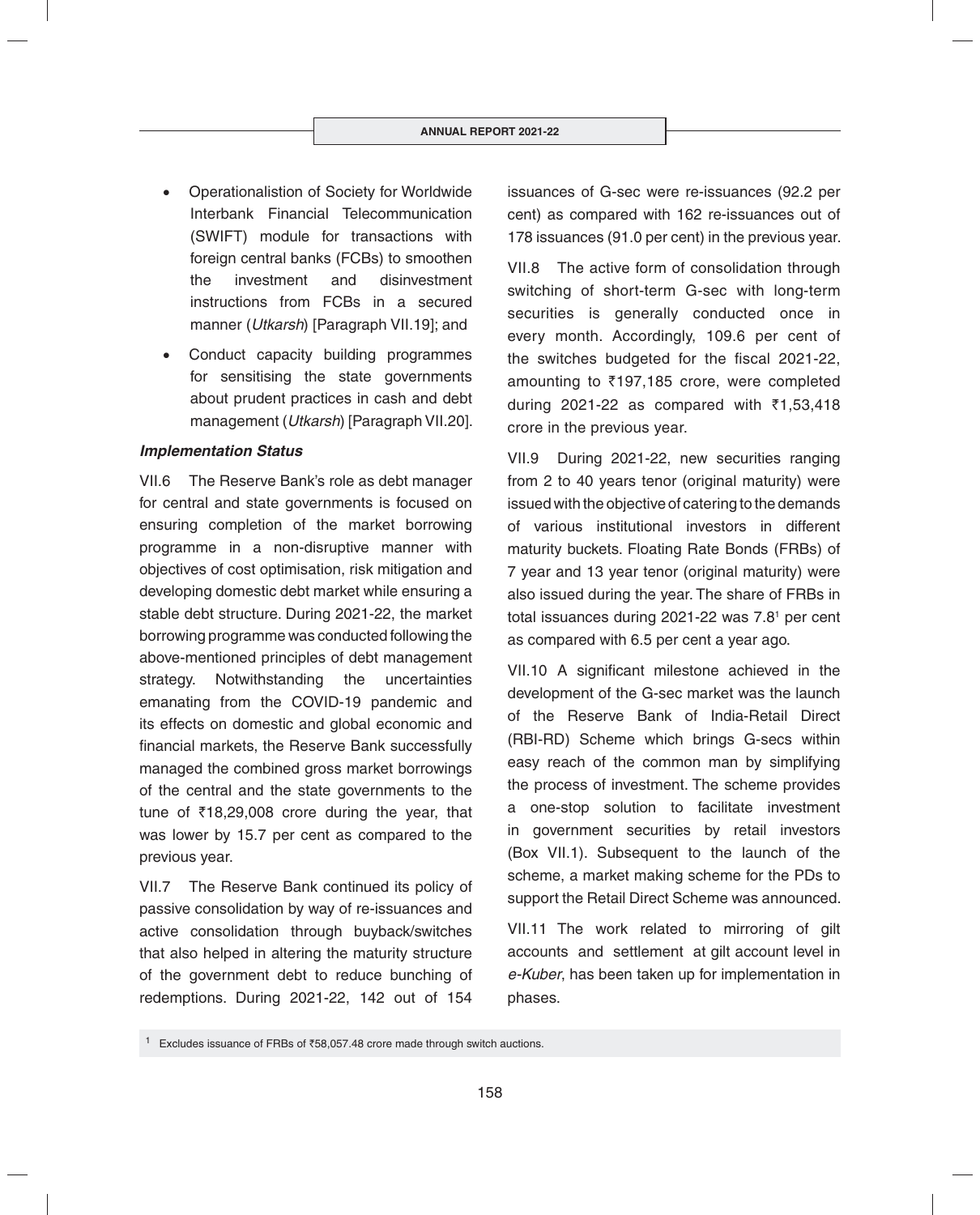- Operationalistion of Society for Worldwide Interbank Financial Telecommunication (SWIFT) module for transactions with foreign central banks (FCBs) to smoothen the investment and disinvestment instructions from FCBs in a secured manner (*Utkarsh*) [Paragraph VII.19]; and
- Conduct capacity building programmes for sensitising the state governments about prudent practices in cash and debt management (*Utkarsh*) [Paragraph VII.20].

***Implementation Status***

VII.6 The Reserve Bank's role as debt manager for central and state governments is focused on ensuring completion of the market borrowing programme in a non-disruptive manner with objectives of cost optimisation, risk mitigation and developing domestic debt market while ensuring a stable debt structure. During 2021-22, the market borrowing programme was conducted following the above-mentioned principles of debt management strategy. Notwithstanding the uncertainties emanating from the COVID-19 pandemic and its effects on domestic and global economic and financial markets, the Reserve Bank successfully managed the combined gross market borrowings of the central and the state governments to the tune of ₹18,29,008 crore during the year, that was lower by 15.7 per cent as compared to the previous year.

VII.7 The Reserve Bank continued its policy of passive consolidation by way of re-issuances and active consolidation through buyback/switches that also helped in altering the maturity structure of the government debt to reduce bunching of redemptions. During 2021-22, 142 out of 154 issuances of G-sec were re-issuances (92.2 per cent) as compared with 162 re-issuances out of 178 issuances (91.0 per cent) in the previous year.

VII.8 The active form of consolidation through switching of short-term G-sec with long-term securities is generally conducted once in every month. Accordingly, 109.6 per cent of the switches budgeted for the fiscal 2021-22, amounting to ₹197,185 crore, were completed during 2021-22 as compared with ₹1,53,418 crore in the previous year.

VII.9 During 2021-22, new securities ranging from 2 to 40 years tenor (original maturity) were issued with the objective of catering to the demands of various institutional investors in different maturity buckets. Floating Rate Bonds (FRBs) of 7 year and 13 year tenor (original maturity) were also issued during the year. The share of FRBs in total issuances during 2021-22 was 7.8[1] per cent as compared with 6.5 per cent a year ago.

VII.10 A significant milestone achieved in the development of the G-sec market was the launch of the Reserve Bank of India-Retail Direct (RBI-RD) Scheme which brings G-secs within easy reach of the common man by simplifying the process of investment. The scheme provides a one-stop solution to facilitate investment in government securities by retail investors (Box VII.1). Subsequent to the launch of the scheme, a market making scheme for the PDs to support the Retail Direct Scheme was announced.

VII.11 The work related to mirroring of gilt accounts and settlement at gilt account level in *e-Kuber*, has been taken up for implementation in phases.

[1] Excludes issuance of FRBs of ₹58,057.48 crore made through switch auctions.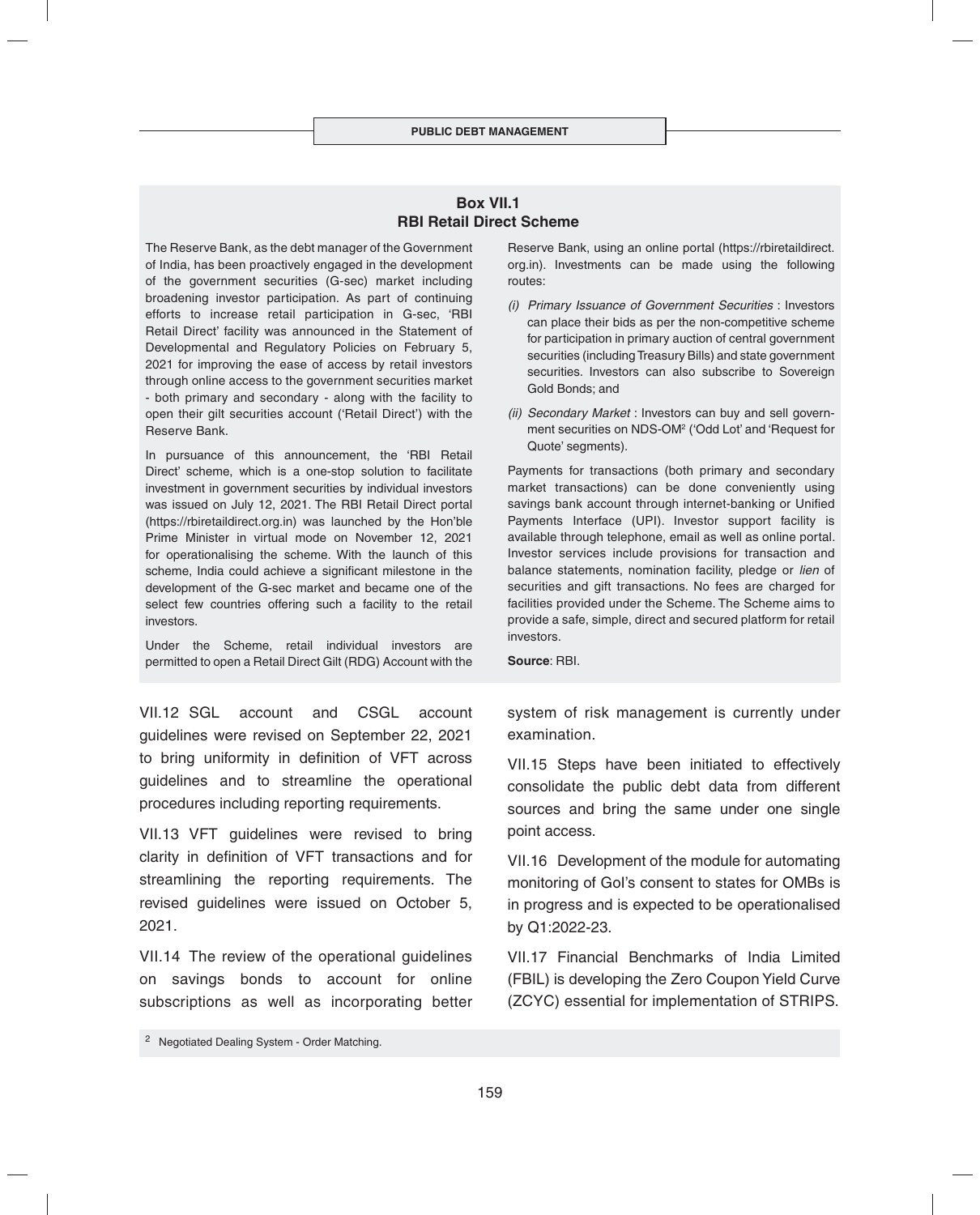## Box VII.1
## RBI Retail Direct Scheme

The Reserve Bank, as the debt manager of the Government of India, has been proactively engaged in the development of the government securities (G-sec) market including broadening investor participation. As part of continuing efforts to increase retail participation in G-sec, 'RBI Retail Direct' facility was announced in the Statement of Developmental and Regulatory Policies on February 5, 2021 for improving the ease of access by retail investors through online access to the government securities market - both primary and secondary - along with the facility to open their gilt securities account ('Retail Direct') with the Reserve Bank.

In pursuance of this announcement, the 'RBI Retail Direct' scheme, which is a one-stop solution to facilitate investment in government securities by individual investors was issued on July 12, 2021. The RBI Retail Direct portal (https://rbiretaildirect.org.in) was launched by the Hon'ble Prime Minister in virtual mode on November 12, 2021 for operationalising the scheme. With the launch of this scheme, India could achieve a significant milestone in the development of the G-sec market and became one of the select few countries offering such a facility to the retail investors.

Under the Scheme, retail individual investors are permitted to open a Retail Direct Gilt (RDG) Account with the Reserve Bank, using an online portal (https://rbiretaildirect.org.in). Investments can be made using the following routes:

*(i) Primary Issuance of Government Securities* : Investors can place their bids as per the non-competitive scheme for participation in primary auction of central government securities (including Treasury Bills) and state government securities. Investors can also subscribe to Sovereign Gold Bonds; and

*(ii) Secondary Market* : Investors can buy and sell government securities on NDS-OM[2] ('Odd Lot' and 'Request for Quote' segments).

Payments for transactions (both primary and secondary market transactions) can be done conveniently using savings bank account through internet-banking or Unified Payments Interface (UPI). Investor support facility is available through telephone, email as well as online portal. Investor services include provisions for transaction and balance statements, nomination facility, pledge or *lien* of securities and gift transactions. No fees are charged for facilities provided under the Scheme. The Scheme aims to provide a safe, simple, direct and secured platform for retail investors.

**Source**: RBI.

VII.12 SGL account and CSGL account guidelines were revised on September 22, 2021 to bring uniformity in definition of VFT across guidelines and to streamline the operational procedures including reporting requirements.

VII.13 VFT guidelines were revised to bring clarity in definition of VFT transactions and for streamlining the reporting requirements. The revised guidelines were issued on October 5, 2021.

VII.14 The review of the operational guidelines on savings bonds to account for online subscriptions as well as incorporating better system of risk management is currently under examination.

VII.15 Steps have been initiated to effectively consolidate the public debt data from different sources and bring the same under one single point access.

VII.16 Development of the module for automating monitoring of GoI's consent to states for OMBs is in progress and is expected to be operationalised by Q1:2022-23.

VII.17 Financial Benchmarks of India Limited (FBIL) is developing the Zero Coupon Yield Curve (ZCYC) essential for implementation of STRIPS.

[2] Negotiated Dealing System - Order Matching.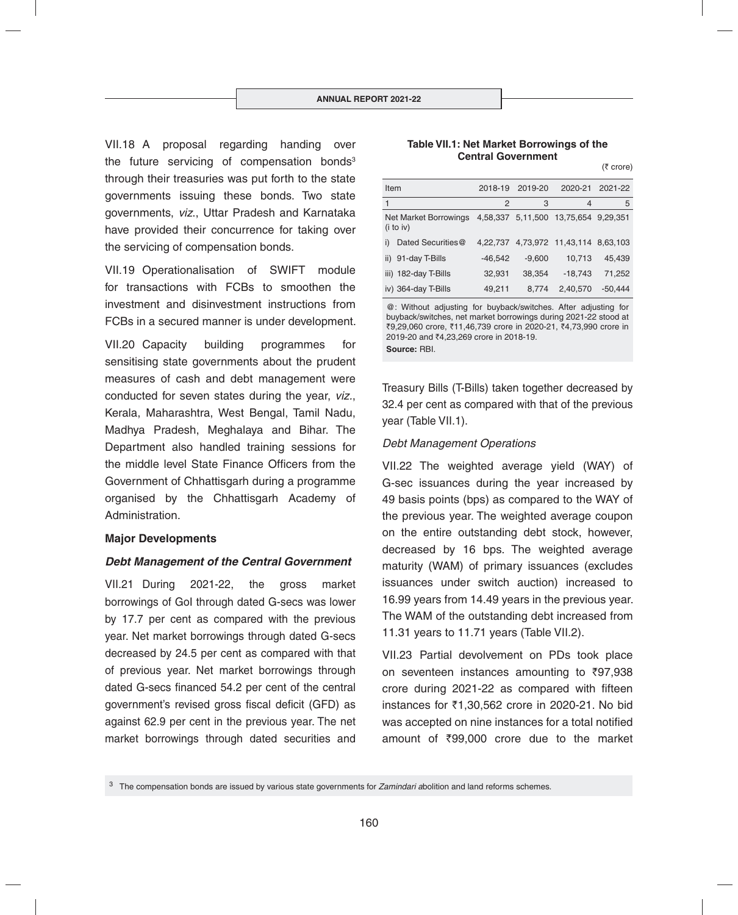VII.18 A proposal regarding handing over the future servicing of compensation bonds[3] through their treasuries was put forth to the state governments issuing these bonds. Two state governments, *viz.*, Uttar Pradesh and Karnataka have provided their concurrence for taking over the servicing of compensation bonds.

VII.19 Operationalisation of SWIFT module for transactions with FCBs to smoothen the investment and disinvestment instructions from FCBs in a secured manner is under development.

VII.20 Capacity building programmes for sensitising state governments about the prudent measures of cash and debt management were conducted for seven states during the year, *viz.*, Kerala, Maharashtra, West Bengal, Tamil Nadu, Madhya Pradesh, Meghalaya and Bihar. The Department also handled training sessions for the middle level State Finance Officers from the Government of Chhattisgarh during a programme organised by the Chhattisgarh Academy of Administration.

**Major Developments**

***Debt Management of the Central Government***

VII.21 During 2021-22, the gross market borrowings of GoI through dated G-secs was lower by 17.7 per cent as compared with the previous year. Net market borrowings through dated G-secs decreased by 24.5 per cent as compared with that of previous year. Net market borrowings through dated G-secs financed 54.2 per cent of the central government's revised gross fiscal deficit (GFD) as against 62.9 per cent in the previous year. The net market borrowings through dated securities and Treasury Bills (T-Bills) taken together decreased by 32.4 per cent as compared with that of the previous year (Table VII.1).

**Table VII.1: Net Market Borrowings of the Central Government**

(₹ crore)

| Item | 2018-19 | 2019-20 | 2020-21 | 2021-22 |
|---|---|---|---|---|
| 1 | 2 | 3 | 4 | 5 |
| Net Market Borrowings (i to iv) | 4,58,337 | 5,11,500 | 13,75,654 | 9,29,351 |
| i) Dated Securities@ | 4,22,737 | 4,73,972 | 11,43,114 | 8,63,103 |
| ii) 91-day T-Bills | -46,542 | -9,600 | 10,713 | 45,439 |
| iii) 182-day T-Bills | 32,931 | 38,354 | -18,743 | 71,252 |
| iv) 364-day T-Bills | 49,211 | 8,774 | 2,40,570 | -50,444 |

@: Without adjusting for buyback/switches. After adjusting for buyback/switches, net market borrowings during 2021-22 stood at ₹9,29,060 crore, ₹11,46,739 crore in 2020-21, ₹4,73,990 crore in 2019-20 and ₹4,23,269 crore in 2018-19.

**Source:** RBI.

*Debt Management Operations*

VII.22 The weighted average yield (WAY) of G-sec issuances during the year increased by 49 basis points (bps) as compared to the WAY of the previous year. The weighted average coupon on the entire outstanding debt stock, however, decreased by 16 bps. The weighted average maturity (WAM) of primary issuances (excludes issuances under switch auction) increased to 16.99 years from 14.49 years in the previous year. The WAM of the outstanding debt increased from 11.31 years to 11.71 years (Table VII.2).

VII.23 Partial devolvement on PDs took place on seventeen instances amounting to ₹97,938 crore during 2021-22 as compared with fifteen instances for ₹1,30,562 crore in 2020-21. No bid was accepted on nine instances for a total notified amount of ₹99,000 crore due to the market

[3] The compensation bonds are issued by various state governments for *Zamindari a*bolition and land reforms schemes.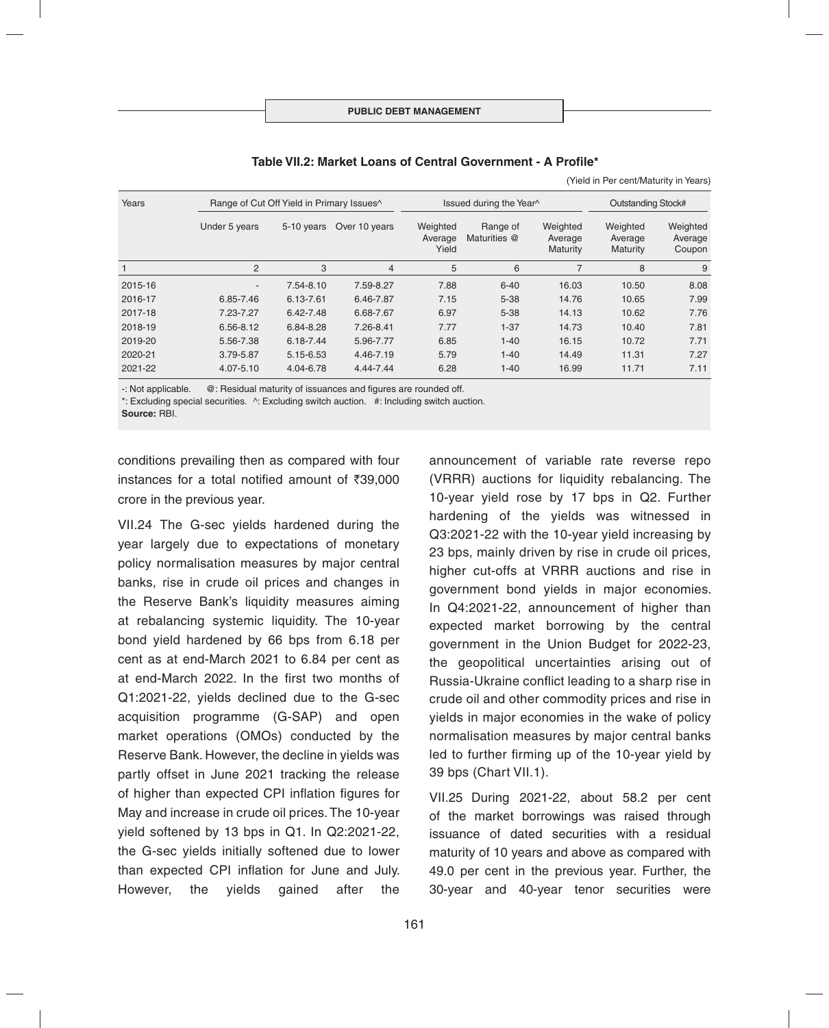**Table VII.2: Market Loans of Central Government - A Profile***

(Yield in Per cent/Maturity in Years)

| Years | Range of Cut Off Yield in Primary Issues^ | | | Issued during the Year^ | | | Outstanding Stock# | |
|---|---|---|---|---|---|---|---|---|
| | Under 5 years | 5-10 years | Over 10 years | Weighted Average Yield | Range of Maturities @ | Weighted Average Maturity | Weighted Average Maturity | Weighted Average Coupon |
| 1 | 2 | 3 | 4 | 5 | 6 | 7 | 8 | 9 |
| 2015-16 | - | 7.54-8.10 | 7.59-8.27 | 7.88 | 6-40 | 16.03 | 10.50 | 8.08 |
| 2016-17 | 6.85-7.46 | 6.13-7.61 | 6.46-7.87 | 7.15 | 5-38 | 14.76 | 10.65 | 7.99 |
| 2017-18 | 7.23-7.27 | 6.42-7.48 | 6.68-7.67 | 6.97 | 5-38 | 14.13 | 10.62 | 7.76 |
| 2018-19 | 6.56-8.12 | 6.84-8.28 | 7.26-8.41 | 7.77 | 1-37 | 14.73 | 10.40 | 7.81 |
| 2019-20 | 5.56-7.38 | 6.18-7.44 | 5.96-7.77 | 6.85 | 1-40 | 16.15 | 10.72 | 7.71 |
| 2020-21 | 3.79-5.87 | 5.15-6.53 | 4.46-7.19 | 5.79 | 1-40 | 14.49 | 11.31 | 7.27 |
| 2021-22 | 4.07-5.10 | 4.04-6.78 | 4.44-7.44 | 6.28 | 1-40 | 16.99 | 11.71 | 7.11 |

-: Not applicable. @: Residual maturity of issuances and figures are rounded off.
*: Excluding special securities. ^: Excluding switch auction. #: Including switch auction.
**Source:** RBI.

conditions prevailing then as compared with four instances for a total notified amount of ₹39,000 crore in the previous year.

VII.24 The G-sec yields hardened during the year largely due to expectations of monetary policy normalisation measures by major central banks, rise in crude oil prices and changes in the Reserve Bank's liquidity measures aiming at rebalancing systemic liquidity. The 10-year bond yield hardened by 66 bps from 6.18 per cent as at end-March 2021 to 6.84 per cent as at end-March 2022. In the first two months of Q1:2021-22, yields declined due to the G-sec acquisition programme (G-SAP) and open market operations (OMOs) conducted by the Reserve Bank. However, the decline in yields was partly offset in June 2021 tracking the release of higher than expected CPI inflation figures for May and increase in crude oil prices. The 10-year yield softened by 13 bps in Q1. In Q2:2021-22, the G-sec yields initially softened due to lower than expected CPI inflation for June and July. However, the yields gained after the announcement of variable rate reverse repo (VRRR) auctions for liquidity rebalancing. The 10-year yield rose by 17 bps in Q2. Further hardening of the yields was witnessed in Q3:2021-22 with the 10-year yield increasing by 23 bps, mainly driven by rise in crude oil prices, higher cut-offs at VRRR auctions and rise in government bond yields in major economies. In Q4:2021-22, announcement of higher than expected market borrowing by the central government in the Union Budget for 2022-23, the geopolitical uncertainties arising out of Russia-Ukraine conflict leading to a sharp rise in crude oil and other commodity prices and rise in yields in major economies in the wake of policy normalisation measures by major central banks led to further firming up of the 10-year yield by 39 bps (Chart VII.1).

VII.25 During 2021-22, about 58.2 per cent of the market borrowings was raised through issuance of dated securities with a residual maturity of 10 years and above as compared with 49.0 per cent in the previous year. Further, the 30-year and 40-year tenor securities were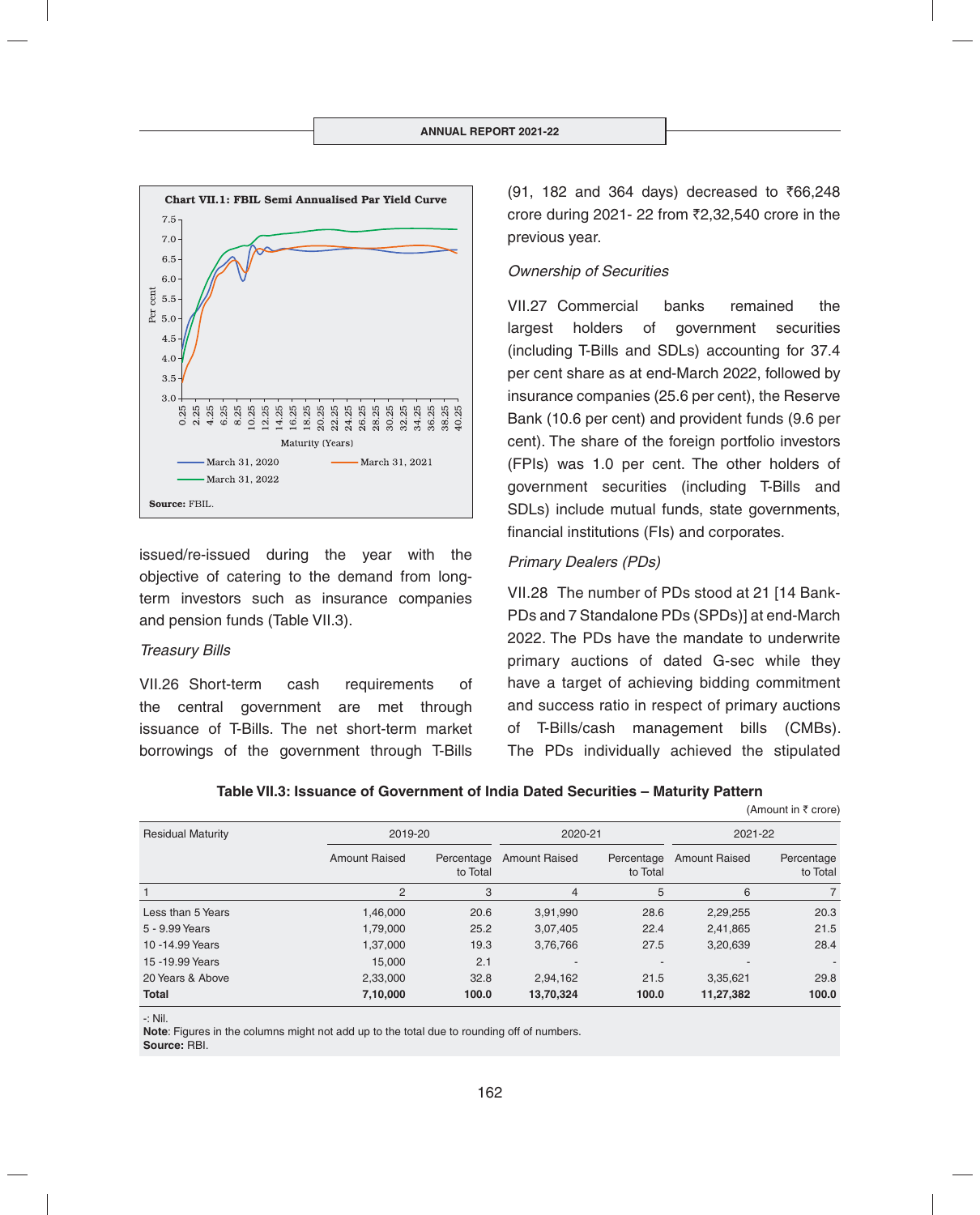**Chart VII.1: FBIL Semi Annualised Par Yield Curve**

Source: FBIL.

issued/re-issued during the year with the objective of catering to the demand from long-term investors such as insurance companies and pension funds (Table VII.3).

*Treasury Bills*

VII.26 Short-term cash requirements of the central government are met through issuance of T-Bills. The net short-term market borrowings of the government through T-Bills (91, 182 and 364 days) decreased to ₹66,248 crore during 2021- 22 from ₹2,32,540 crore in the previous year.

*Ownership of Securities*

VII.27 Commercial banks remained the largest holders of government securities (including T-Bills and SDLs) accounting for 37.4 per cent share as at end-March 2022, followed by insurance companies (25.6 per cent), the Reserve Bank (10.6 per cent) and provident funds (9.6 per cent). The share of the foreign portfolio investors (FPIs) was 1.0 per cent. The other holders of government securities (including T-Bills and SDLs) include mutual funds, state governments, financial institutions (FIs) and corporates.

*Primary Dealers (PDs)*

VII.28 The number of PDs stood at 21 [14 Bank-PDs and 7 Standalone PDs (SPDs)] at end-March 2022. The PDs have the mandate to underwrite primary auctions of dated G-sec while they have a target of achieving bidding commitment and success ratio in respect of primary auctions of T-Bills/cash management bills (CMBs). The PDs individually achieved the stipulated

**Table VII.3: Issuance of Government of India Dated Securities – Maturity Pattern**

(Amount in ₹ crore)

| Residual Maturity | 2019-20 | | 2020-21 | | 2021-22 | |
|---|---|---|---|---|---|---|
| | Amount Raised | Percentage to Total | Amount Raised | Percentage to Total | Amount Raised | Percentage to Total |
| 1 | 2 | 3 | 4 | 5 | 6 | 7 |
| Less than 5 Years | 1,46,000 | 20.6 | 3,91,990 | 28.6 | 2,29,255 | 20.3 |
| 5 - 9.99 Years | 1,79,000 | 25.2 | 3,07,405 | 22.4 | 2,41,865 | 21.5 |
| 10 -14.99 Years | 1,37,000 | 19.3 | 3,76,766 | 27.5 | 3,20,639 | 28.4 |
| 15 -19.99 Years | 15,000 | 2.1 | - | - | - | - |
| 20 Years & Above | 2,33,000 | 32.8 | 2,94,162 | 21.5 | 3,35,621 | 29.8 |
| **Total** | **7,10,000** | **100.0** | **13,70,324** | **100.0** | **11,27,382** | **100.0** |

-: Nil.
**Note**: Figures in the columns might not add up to the total due to rounding off of numbers.
**Source:** RBI.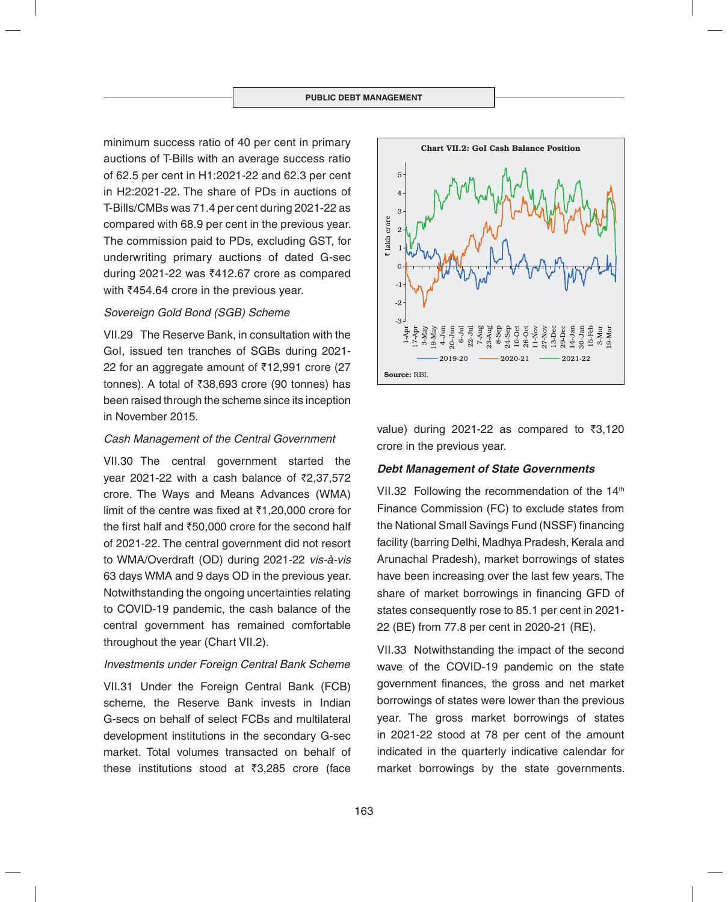minimum success ratio of 40 per cent in primary auctions of T-Bills with an average success ratio of 62.5 per cent in H1:2021-22 and 62.3 per cent in H2:2021-22. The share of PDs in auctions of T-Bills/CMBs was 71.4 per cent during 2021-22 as compared with 68.9 per cent in the previous year. The commission paid to PDs, excluding GST, for underwriting primary auctions of dated G-sec during 2021-22 was ₹412.67 crore as compared with ₹454.64 crore in the previous year.

*Sovereign Gold Bond (SGB) Scheme*

VII.29 The Reserve Bank, in consultation with the GoI, issued ten tranches of SGBs during 2021-22 for an aggregate amount of ₹12,991 crore (27 tonnes). A total of ₹38,693 crore (90 tonnes) has been raised through the scheme since its inception in November 2015.

*Cash Management of the Central Government*

VII.30 The central government started the year 2021-22 with a cash balance of ₹2,37,572 crore. The Ways and Means Advances (WMA) limit of the centre was fixed at ₹1,20,000 crore for the first half and ₹50,000 crore for the second half of 2021-22. The central government did not resort to WMA/Overdraft (OD) during 2021-22 *vis-à-vis* 63 days WMA and 9 days OD in the previous year. Notwithstanding the ongoing uncertainties relating to COVID-19 pandemic, the cash balance of the central government has remained comfortable throughout the year (Chart VII.2).

*Investments under Foreign Central Bank Scheme*

VII.31 Under the Foreign Central Bank (FCB) scheme, the Reserve Bank invests in Indian G-secs on behalf of select FCBs and multilateral development institutions in the secondary G-sec market. Total volumes transacted on behalf of these institutions stood at ₹3,285 crore (face value) during 2021-22 as compared to ₹3,120 crore in the previous year.

**Chart VII.2: GoI Cash Balance Position**

Source: RBI.

***Debt Management of State Governments***

VII.32 Following the recommendation of the 14th Finance Commission (FC) to exclude states from the National Small Savings Fund (NSSF) financing facility (barring Delhi, Madhya Pradesh, Kerala and Arunachal Pradesh), market borrowings of states have been increasing over the last few years. The share of market borrowings in financing GFD of states consequently rose to 85.1 per cent in 2021-22 (BE) from 77.8 per cent in 2020-21 (RE).

VII.33 Notwithstanding the impact of the second wave of the COVID-19 pandemic on the state government finances, the gross and net market borrowings of states were lower than the previous year. The gross market borrowings of states in 2021-22 stood at 78 per cent of the amount indicated in the quarterly indicative calendar for market borrowings by the state governments.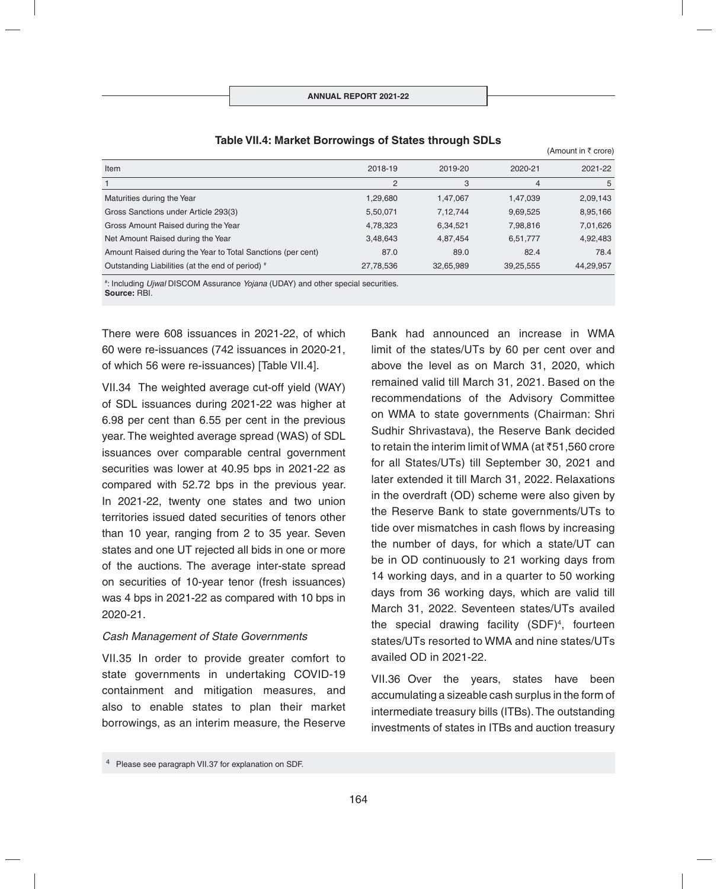**Table VII.4: Market Borrowings of States through SDLs**

(Amount in ₹ crore)

| Item | 2018-19 | 2019-20 | 2020-21 | 2021-22 |
|---|---|---|---|---|
| 1 | 2 | 3 | 4 | 5 |
| Maturities during the Year | 1,29,680 | 1,47,067 | 1,47,039 | 2,09,143 |
| Gross Sanctions under Article 293(3) | 5,50,071 | 7,12,744 | 9,69,525 | 8,95,166 |
| Gross Amount Raised during the Year | 4,78,323 | 6,34,521 | 7,98,816 | 7,01,626 |
| Net Amount Raised during the Year | 3,48,643 | 4,87,454 | 6,51,777 | 4,92,483 |
| Amount Raised during the Year to Total Sanctions (per cent) | 87.0 | 89.0 | 82.4 | 78.4 |
| Outstanding Liabilities (at the end of period) # | 27,78,536 | 32,65,989 | 39,25,555 | 44,29,957 |

#: Including *Ujwal* DISCOM Assurance *Yojana* (UDAY) and other special securities.
**Source:** RBI.

There were 608 issuances in 2021-22, of which 60 were re-issuances (742 issuances in 2020-21, of which 56 were re-issuances) [Table VII.4].

VII.34 The weighted average cut-off yield (WAY) of SDL issuances during 2021-22 was higher at 6.98 per cent than 6.55 per cent in the previous year. The weighted average spread (WAS) of SDL issuances over comparable central government securities was lower at 40.95 bps in 2021-22 as compared with 52.72 bps in the previous year. In 2021-22, twenty one states and two union territories issued dated securities of tenors other than 10 year, ranging from 2 to 35 year. Seven states and one UT rejected all bids in one or more of the auctions. The average inter-state spread on securities of 10-year tenor (fresh issuances) was 4 bps in 2021-22 as compared with 10 bps in 2020-21.

*Cash Management of State Governments*

VII.35 In order to provide greater comfort to state governments in undertaking COVID-19 containment and mitigation measures, and also to enable states to plan their market borrowings, as an interim measure, the Reserve Bank had announced an increase in WMA limit of the states/UTs by 60 per cent over and above the level as on March 31, 2020, which remained valid till March 31, 2021. Based on the recommendations of the Advisory Committee on WMA to state governments (Chairman: Shri Sudhir Shrivastava), the Reserve Bank decided to retain the interim limit of WMA (at ₹51,560 crore for all States/UTs) till September 30, 2021 and later extended it till March 31, 2022. Relaxations in the overdraft (OD) scheme were also given by the Reserve Bank to state governments/UTs to tide over mismatches in cash flows by increasing the number of days, for which a state/UT can be in OD continuously to 21 working days from 14 working days, and in a quarter to 50 working days from 36 working days, which are valid till March 31, 2022. Seventeen states/UTs availed the special drawing facility (SDF)[4], fourteen states/UTs resorted to WMA and nine states/UTs availed OD in 2021-22.

VII.36 Over the years, states have been accumulating a sizeable cash surplus in the form of intermediate treasury bills (ITBs). The outstanding investments of states in ITBs and auction treasury

[4] Please see paragraph VII.37 for explanation on SDF.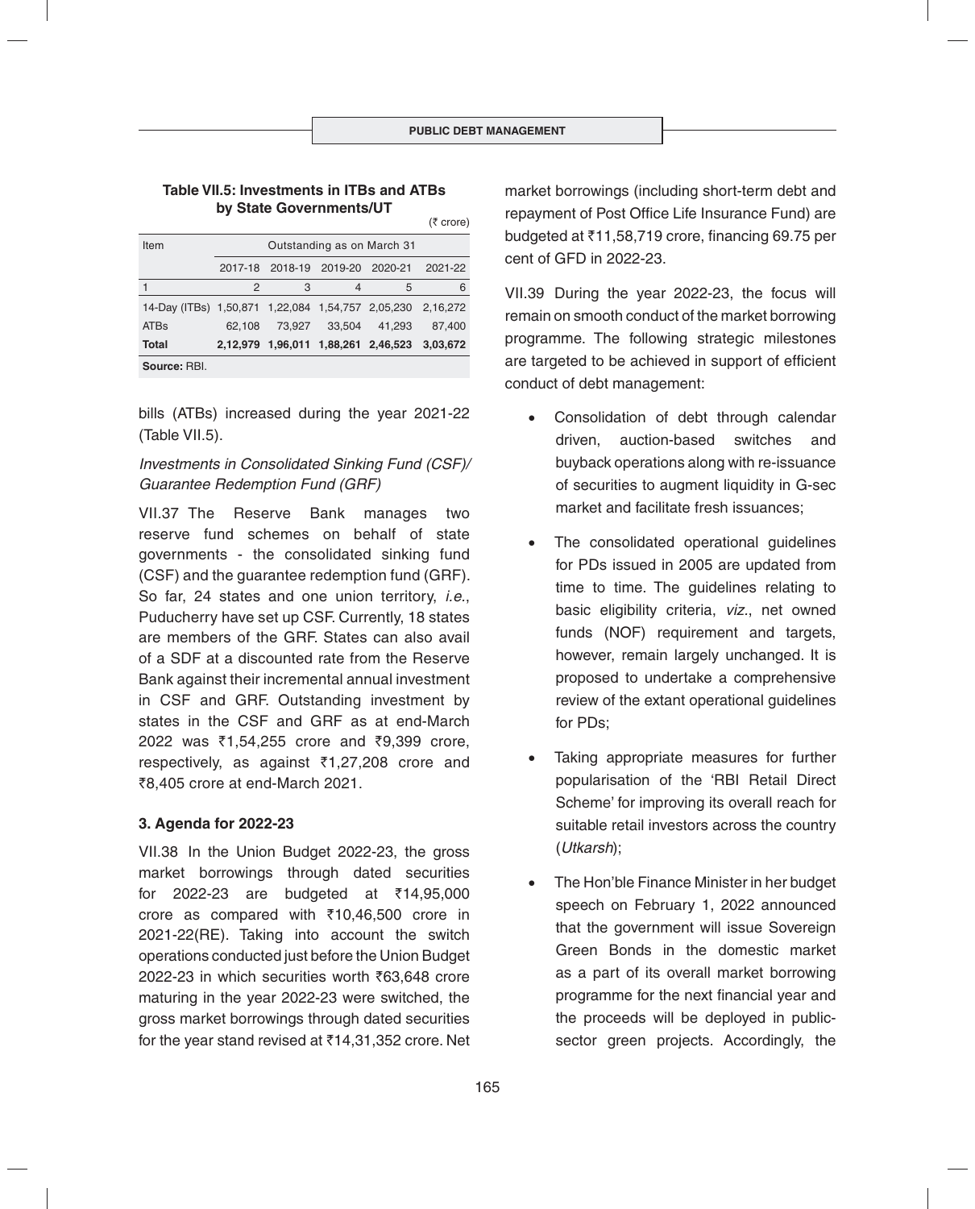**Table VII.5: Investments in ITBs and ATBs by State Governments/UT**

(₹ crore)

| Item | Outstanding as on March 31 | | | | |
|---|---|---|---|---|---|
| | 2017-18 | 2018-19 | 2019-20 | 2020-21 | 2021-22 |
| 1 | 2 | 3 | 4 | 5 | 6 |
| 14-Day (ITBs) | 1,50,871 | 1,22,084 | 1,54,757 | 2,05,230 | 2,16,272 |
| ATBs | 62,108 | 73,927 | 33,504 | 41,293 | 87,400 |
| **Total** | **2,12,979** | **1,96,011** | **1,88,261** | **2,46,523** | **3,03,672** |

**Source:** RBI.

bills (ATBs) increased during the year 2021-22 (Table VII.5).

*Investments in Consolidated Sinking Fund (CSF)/ Guarantee Redemption Fund (GRF)*

VII.37 The Reserve Bank manages two reserve fund schemes on behalf of state governments - the consolidated sinking fund (CSF) and the guarantee redemption fund (GRF). So far, 24 states and one union territory, *i.e.*, Puducherry have set up CSF. Currently, 18 states are members of the GRF. States can also avail of a SDF at a discounted rate from the Reserve Bank against their incremental annual investment in CSF and GRF. Outstanding investment by states in the CSF and GRF as at end-March 2022 was ₹1,54,255 crore and ₹9,399 crore, respectively, as against ₹1,27,208 crore and ₹8,405 crore at end-March 2021.

### 3. Agenda for 2022-23

VII.38 In the Union Budget 2022-23, the gross market borrowings through dated securities for 2022-23 are budgeted at ₹14,95,000 crore as compared with ₹10,46,500 crore in 2021-22(RE). Taking into account the switch operations conducted just before the Union Budget 2022-23 in which securities worth ₹63,648 crore maturing in the year 2022-23 were switched, the gross market borrowings through dated securities for the year stand revised at ₹14,31,352 crore. Net market borrowings (including short-term debt and repayment of Post Office Life Insurance Fund) are budgeted at ₹11,58,719 crore, financing 69.75 per cent of GFD in 2022-23.

VII.39 During the year 2022-23, the focus will remain on smooth conduct of the market borrowing programme. The following strategic milestones are targeted to be achieved in support of efficient conduct of debt management:

- Consolidation of debt through calendar driven, auction-based switches and buyback operations along with re-issuance of securities to augment liquidity in G-sec market and facilitate fresh issuances;
- The consolidated operational guidelines for PDs issued in 2005 are updated from time to time. The guidelines relating to basic eligibility criteria, *viz*., net owned funds (NOF) requirement and targets, however, remain largely unchanged. It is proposed to undertake a comprehensive review of the extant operational guidelines for PDs;
- Taking appropriate measures for further popularisation of the 'RBI Retail Direct Scheme' for improving its overall reach for suitable retail investors across the country (*Utkarsh*);
- The Hon'ble Finance Minister in her budget speech on February 1, 2022 announced that the government will issue Sovereign Green Bonds in the domestic market as a part of its overall market borrowing programme for the next financial year and the proceeds will be deployed in public-sector green projects. Accordingly, the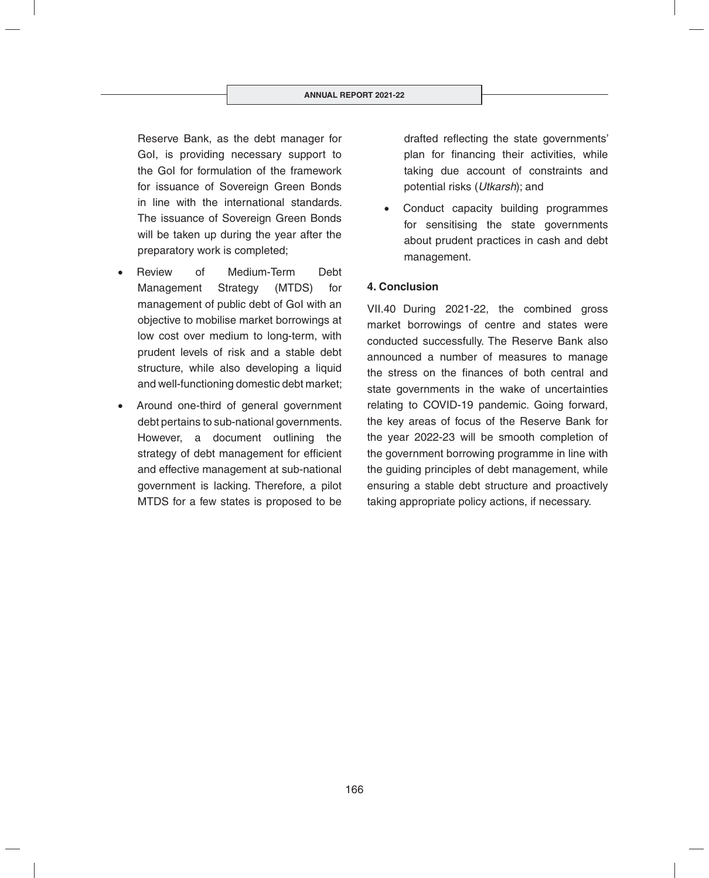Reserve Bank, as the debt manager for GoI, is providing necessary support to the GoI for formulation of the framework for issuance of Sovereign Green Bonds in line with the international standards. The issuance of Sovereign Green Bonds will be taken up during the year after the preparatory work is completed;

- Review of Medium-Term Debt Management Strategy (MTDS) for management of public debt of GoI with an objective to mobilise market borrowings at low cost over medium to long-term, with prudent levels of risk and a stable debt structure, while also developing a liquid and well-functioning domestic debt market;
- Around one-third of general government debt pertains to sub-national governments. However, a document outlining the strategy of debt management for efficient and effective management at sub-national government is lacking. Therefore, a pilot MTDS for a few states is proposed to be drafted reflecting the state governments' plan for financing their activities, while taking due account of constraints and potential risks (*Utkarsh*); and
- Conduct capacity building programmes for sensitising the state governments about prudent practices in cash and debt management.

## 4. Conclusion

VII.40 During 2021-22, the combined gross market borrowings of centre and states were conducted successfully. The Reserve Bank also announced a number of measures to manage the stress on the finances of both central and state governments in the wake of uncertainties relating to COVID-19 pandemic. Going forward, the key areas of focus of the Reserve Bank for the year 2022-23 will be smooth completion of the government borrowing programme in line with the guiding principles of debt management, while ensuring a stable debt structure and proactively taking appropriate policy actions, if necessary.